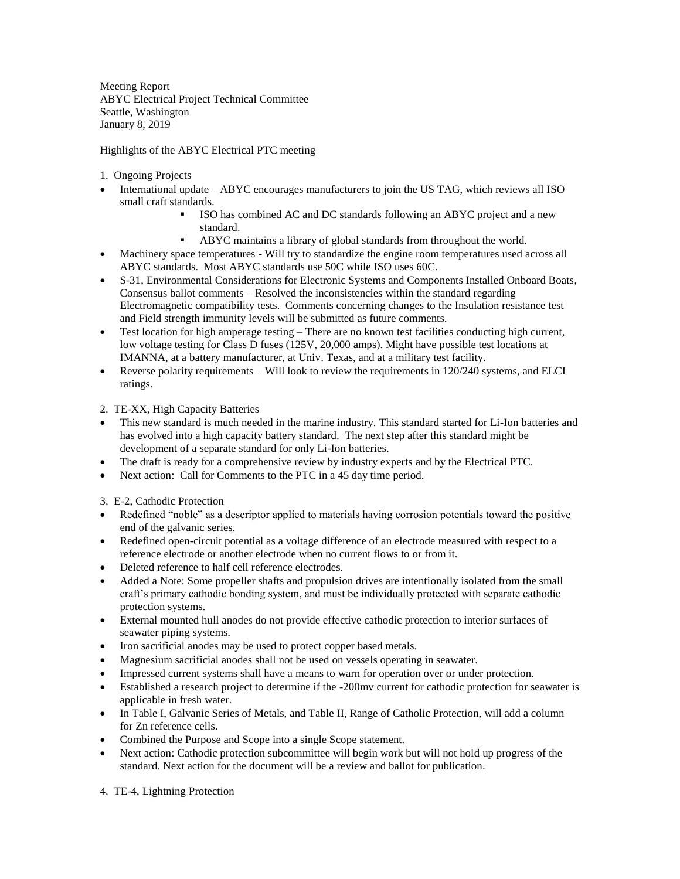Meeting Report
ABYC Electrical Project Technical Committee
Seattle, Washington
January 8, 2019

Highlights of the ABYC Electrical PTC meeting

1. Ongoing Projects

- International update – ABYC encourages manufacturers to join the US TAG, which reviews all ISO small craft standards.
  - ISO has combined AC and DC standards following an ABYC project and a new standard.
  - ABYC maintains a library of global standards from throughout the world.
- Machinery space temperatures - Will try to standardize the engine room temperatures used across all ABYC standards. Most ABYC standards use 50C while ISO uses 60C.
- S-31, Environmental Considerations for Electronic Systems and Components Installed Onboard Boats, Consensus ballot comments – Resolved the inconsistencies within the standard regarding Electromagnetic compatibility tests. Comments concerning changes to the Insulation resistance test and Field strength immunity levels will be submitted as future comments.
- Test location for high amperage testing – There are no known test facilities conducting high current, low voltage testing for Class D fuses (125V, 20,000 amps). Might have possible test locations at IMANNA, at a battery manufacturer, at Univ. Texas, and at a military test facility.
- Reverse polarity requirements – Will look to review the requirements in 120/240 systems, and ELCI ratings.

2. TE-XX, High Capacity Batteries

- This new standard is much needed in the marine industry. This standard started for Li-Ion batteries and has evolved into a high capacity battery standard. The next step after this standard might be development of a separate standard for only Li-Ion batteries.
- The draft is ready for a comprehensive review by industry experts and by the Electrical PTC.
- Next action: Call for Comments to the PTC in a 45 day time period.

3. E-2, Cathodic Protection

- Redefined "noble" as a descriptor applied to materials having corrosion potentials toward the positive end of the galvanic series.
- Redefined open-circuit potential as a voltage difference of an electrode measured with respect to a reference electrode or another electrode when no current flows to or from it.
- Deleted reference to half cell reference electrodes.
- Added a Note: Some propeller shafts and propulsion drives are intentionally isolated from the small craft's primary cathodic bonding system, and must be individually protected with separate cathodic protection systems.
- External mounted hull anodes do not provide effective cathodic protection to interior surfaces of seawater piping systems.
- Iron sacrificial anodes may be used to protect copper based metals.
- Magnesium sacrificial anodes shall not be used on vessels operating in seawater.
- Impressed current systems shall have a means to warn for operation over or under protection.
- Established a research project to determine if the -200mv current for cathodic protection for seawater is applicable in fresh water.
- In Table I, Galvanic Series of Metals, and Table II, Range of Catholic Protection, will add a column for Zn reference cells.
- Combined the Purpose and Scope into a single Scope statement.
- Next action: Cathodic protection subcommittee will begin work but will not hold up progress of the standard. Next action for the document will be a review and ballot for publication.

4. TE-4, Lightning Protection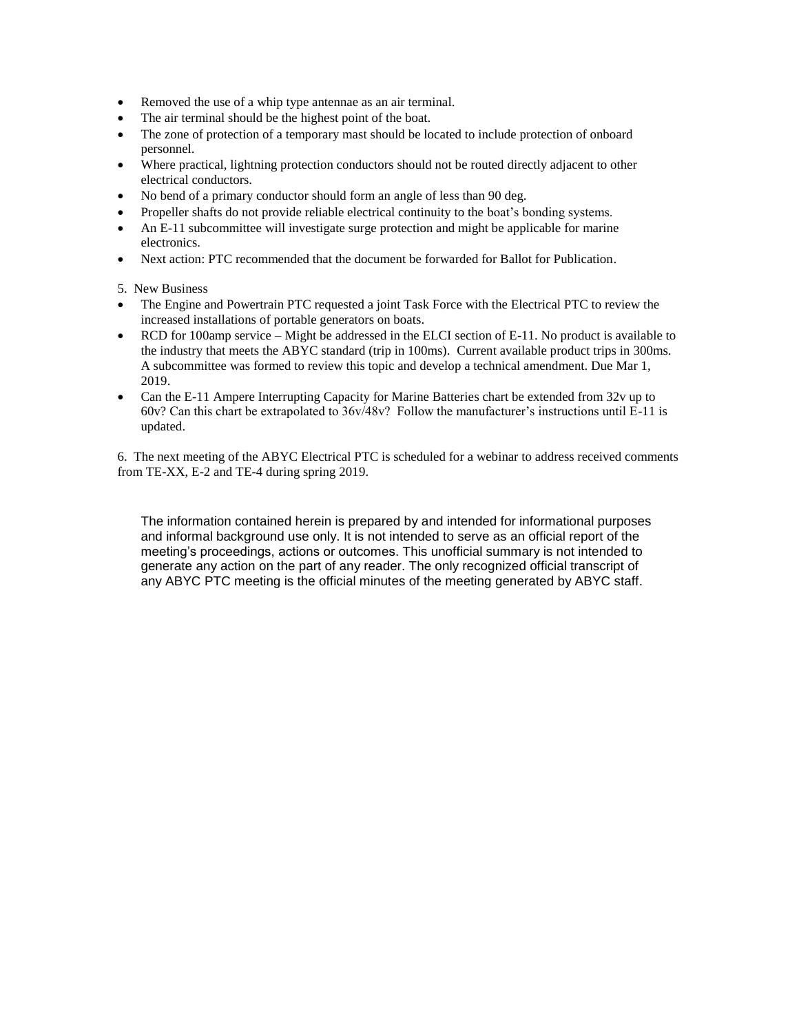- Removed the use of a whip type antennae as an air terminal.
- The air terminal should be the highest point of the boat.
- The zone of protection of a temporary mast should be located to include protection of onboard personnel.
- Where practical, lightning protection conductors should not be routed directly adjacent to other electrical conductors.
- No bend of a primary conductor should form an angle of less than 90 deg.
- Propeller shafts do not provide reliable electrical continuity to the boat's bonding systems.
- An E-11 subcommittee will investigate surge protection and might be applicable for marine electronics.
- Next action: PTC recommended that the document be forwarded for Ballot for Publication.

5. New Business

- The Engine and Powertrain PTC requested a joint Task Force with the Electrical PTC to review the increased installations of portable generators on boats.
- RCD for 100amp service – Might be addressed in the ELCI section of E-11. No product is available to the industry that meets the ABYC standard (trip in 100ms). Current available product trips in 300ms. A subcommittee was formed to review this topic and develop a technical amendment. Due Mar 1, 2019.
- Can the E-11 Ampere Interrupting Capacity for Marine Batteries chart be extended from 32v up to 60v? Can this chart be extrapolated to 36v/48v? Follow the manufacturer's instructions until E-11 is updated.

6. The next meeting of the ABYC Electrical PTC is scheduled for a webinar to address received comments from TE-XX, E-2 and TE-4 during spring 2019.

The information contained herein is prepared by and intended for informational purposes and informal background use only. It is not intended to serve as an official report of the meeting's proceedings, actions or outcomes. This unofficial summary is not intended to generate any action on the part of any reader. The only recognized official transcript of any ABYC PTC meeting is the official minutes of the meeting generated by ABYC staff.